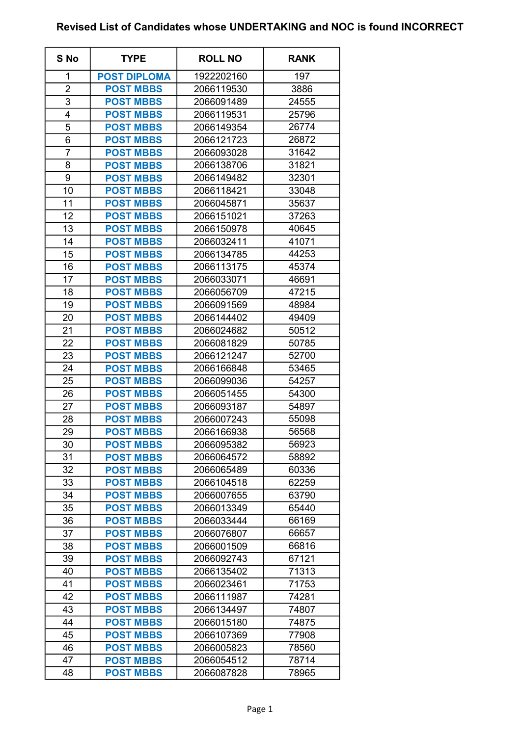# Revised List of Candidates whose UNDERTAKING and NOC is found INCORRECT

| S No | TYPE | ROLL NO | RANK |
|---|---|---|---|
| 1 | POST DIPLOMA | 1922202160 | 197 |
| 2 | POST MBBS | 2066119530 | 3886 |
| 3 | POST MBBS | 2066091489 | 24555 |
| 4 | POST MBBS | 2066119531 | 25796 |
| 5 | POST MBBS | 2066149354 | 26774 |
| 6 | POST MBBS | 2066121723 | 26872 |
| 7 | POST MBBS | 2066093028 | 31642 |
| 8 | POST MBBS | 2066138706 | 31821 |
| 9 | POST MBBS | 2066149482 | 32301 |
| 10 | POST MBBS | 2066118421 | 33048 |
| 11 | POST MBBS | 2066045871 | 35637 |
| 12 | POST MBBS | 2066151021 | 37263 |
| 13 | POST MBBS | 2066150978 | 40645 |
| 14 | POST MBBS | 2066032411 | 41071 |
| 15 | POST MBBS | 2066134785 | 44253 |
| 16 | POST MBBS | 2066113175 | 45374 |
| 17 | POST MBBS | 2066033071 | 46691 |
| 18 | POST MBBS | 2066056709 | 47215 |
| 19 | POST MBBS | 2066091569 | 48984 |
| 20 | POST MBBS | 2066144402 | 49409 |
| 21 | POST MBBS | 2066024682 | 50512 |
| 22 | POST MBBS | 2066081829 | 50785 |
| 23 | POST MBBS | 2066121247 | 52700 |
| 24 | POST MBBS | 2066166848 | 53465 |
| 25 | POST MBBS | 2066099036 | 54257 |
| 26 | POST MBBS | 2066051455 | 54300 |
| 27 | POST MBBS | 2066093187 | 54897 |
| 28 | POST MBBS | 2066007243 | 55098 |
| 29 | POST MBBS | 2066166938 | 56568 |
| 30 | POST MBBS | 2066095382 | 56923 |
| 31 | POST MBBS | 2066064572 | 58892 |
| 32 | POST MBBS | 2066065489 | 60336 |
| 33 | POST MBBS | 2066104518 | 62259 |
| 34 | POST MBBS | 2066007655 | 63790 |
| 35 | POST MBBS | 2066013349 | 65440 |
| 36 | POST MBBS | 2066033444 | 66169 |
| 37 | POST MBBS | 2066076807 | 66657 |
| 38 | POST MBBS | 2066001509 | 66816 |
| 39 | POST MBBS | 2066092743 | 67121 |
| 40 | POST MBBS | 2066135402 | 71313 |
| 41 | POST MBBS | 2066023461 | 71753 |
| 42 | POST MBBS | 2066111987 | 74281 |
| 43 | POST MBBS | 2066134497 | 74807 |
| 44 | POST MBBS | 2066015180 | 74875 |
| 45 | POST MBBS | 2066107369 | 77908 |
| 46 | POST MBBS | 2066005823 | 78560 |
| 47 | POST MBBS | 2066054512 | 78714 |
| 48 | POST MBBS | 2066087828 | 78965 |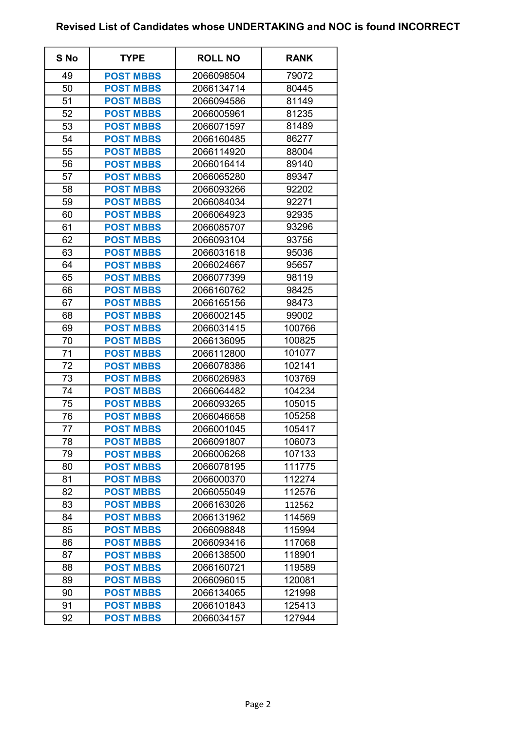# Revised List of Candidates whose UNDERTAKING and NOC is found INCORRECT

| S No | TYPE | ROLL NO | RANK |
|---|---|---|---|
| 49 | POST MBBS | 2066098504 | 79072 |
| 50 | POST MBBS | 2066134714 | 80445 |
| 51 | POST MBBS | 2066094586 | 81149 |
| 52 | POST MBBS | 2066005961 | 81235 |
| 53 | POST MBBS | 2066071597 | 81489 |
| 54 | POST MBBS | 2066160485 | 86277 |
| 55 | POST MBBS | 2066114920 | 88004 |
| 56 | POST MBBS | 2066016414 | 89140 |
| 57 | POST MBBS | 2066065280 | 89347 |
| 58 | POST MBBS | 2066093266 | 92202 |
| 59 | POST MBBS | 2066084034 | 92271 |
| 60 | POST MBBS | 2066064923 | 92935 |
| 61 | POST MBBS | 2066085707 | 93296 |
| 62 | POST MBBS | 2066093104 | 93756 |
| 63 | POST MBBS | 2066031618 | 95036 |
| 64 | POST MBBS | 2066024667 | 95657 |
| 65 | POST MBBS | 2066077399 | 98119 |
| 66 | POST MBBS | 2066160762 | 98425 |
| 67 | POST MBBS | 2066165156 | 98473 |
| 68 | POST MBBS | 2066002145 | 99002 |
| 69 | POST MBBS | 2066031415 | 100766 |
| 70 | POST MBBS | 2066136095 | 100825 |
| 71 | POST MBBS | 2066112800 | 101077 |
| 72 | POST MBBS | 2066078386 | 102141 |
| 73 | POST MBBS | 2066026983 | 103769 |
| 74 | POST MBBS | 2066064482 | 104234 |
| 75 | POST MBBS | 2066093265 | 105015 |
| 76 | POST MBBS | 2066046658 | 105258 |
| 77 | POST MBBS | 2066001045 | 105417 |
| 78 | POST MBBS | 2066091807 | 106073 |
| 79 | POST MBBS | 2066006268 | 107133 |
| 80 | POST MBBS | 2066078195 | 111775 |
| 81 | POST MBBS | 2066000370 | 112274 |
| 82 | POST MBBS | 2066055049 | 112576 |
| 83 | POST MBBS | 2066163026 | 112562 |
| 84 | POST MBBS | 2066131962 | 114569 |
| 85 | POST MBBS | 2066098848 | 115994 |
| 86 | POST MBBS | 2066093416 | 117068 |
| 87 | POST MBBS | 2066138500 | 118901 |
| 88 | POST MBBS | 2066160721 | 119589 |
| 89 | POST MBBS | 2066096015 | 120081 |
| 90 | POST MBBS | 2066134065 | 121998 |
| 91 | POST MBBS | 2066101843 | 125413 |
| 92 | POST MBBS | 2066034157 | 127944 |